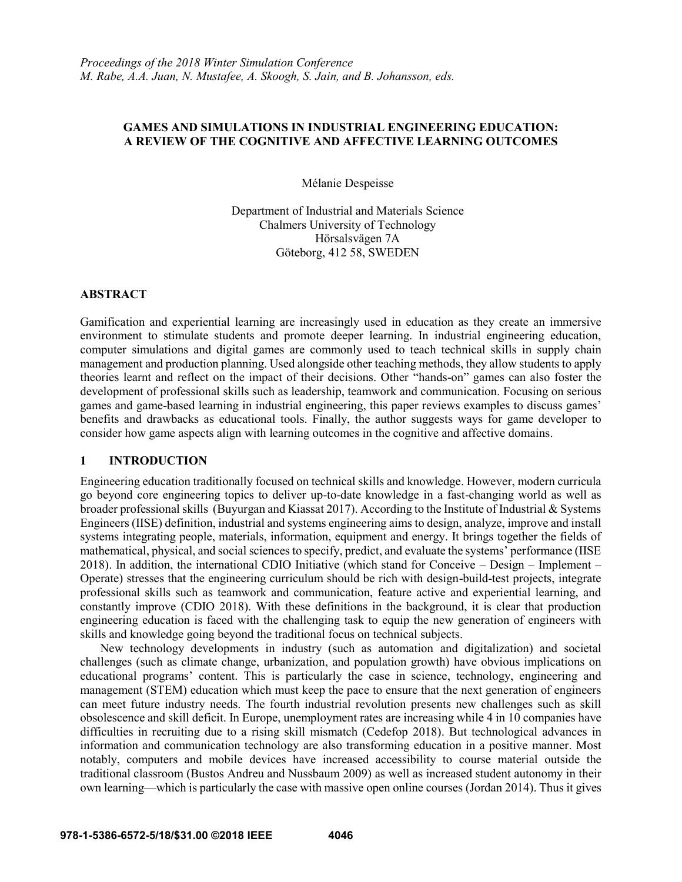*Proceedings of the 2018 Winter Simulation Conference*
*M. Rabe, A.A. Juan, N. Mustafee, A. Skoogh, S. Jain, and B. Johansson, eds.*

# GAMES AND SIMULATIONS IN INDUSTRIAL ENGINEERING EDUCATION: A REVIEW OF THE COGNITIVE AND AFFECTIVE LEARNING OUTCOMES

Mélanie Despeisse

Department of Industrial and Materials Science
Chalmers University of Technology
Hörsalsvägen 7A
Göteborg, 412 58, SWEDEN

## ABSTRACT

Gamification and experiential learning are increasingly used in education as they create an immersive environment to stimulate students and promote deeper learning. In industrial engineering education, computer simulations and digital games are commonly used to teach technical skills in supply chain management and production planning. Used alongside other teaching methods, they allow students to apply theories learnt and reflect on the impact of their decisions. Other "hands-on" games can also foster the development of professional skills such as leadership, teamwork and communication. Focusing on serious games and game-based learning in industrial engineering, this paper reviews examples to discuss games' benefits and drawbacks as educational tools. Finally, the author suggests ways for game developer to consider how game aspects align with learning outcomes in the cognitive and affective domains.

## 1 INTRODUCTION

Engineering education traditionally focused on technical skills and knowledge. However, modern curricula go beyond core engineering topics to deliver up-to-date knowledge in a fast-changing world as well as broader professional skills (Buyurgan and Kiassat 2017). According to the Institute of Industrial & Systems Engineers (IISE) definition, industrial and systems engineering aims to design, analyze, improve and install systems integrating people, materials, information, equipment and energy. It brings together the fields of mathematical, physical, and social sciences to specify, predict, and evaluate the systems' performance (IISE 2018). In addition, the international CDIO Initiative (which stand for Conceive – Design – Implement – Operate) stresses that the engineering curriculum should be rich with design-build-test projects, integrate professional skills such as teamwork and communication, feature active and experiential learning, and constantly improve (CDIO 2018). With these definitions in the background, it is clear that production engineering education is faced with the challenging task to equip the new generation of engineers with skills and knowledge going beyond the traditional focus on technical subjects.

New technology developments in industry (such as automation and digitalization) and societal challenges (such as climate change, urbanization, and population growth) have obvious implications on educational programs' content. This is particularly the case in science, technology, engineering and management (STEM) education which must keep the pace to ensure that the next generation of engineers can meet future industry needs. The fourth industrial revolution presents new challenges such as skill obsolescence and skill deficit. In Europe, unemployment rates are increasing while 4 in 10 companies have difficulties in recruiting due to a rising skill mismatch (Cedefop 2018). But technological advances in information and communication technology are also transforming education in a positive manner. Most notably, computers and mobile devices have increased accessibility to course material outside the traditional classroom (Bustos Andreu and Nussbaum 2009) as well as increased student autonomy in their own learning—which is particularly the case with massive open online courses (Jordan 2014). Thus it gives

978-1-5386-6572-5/18/$31.00 ©2018 IEEE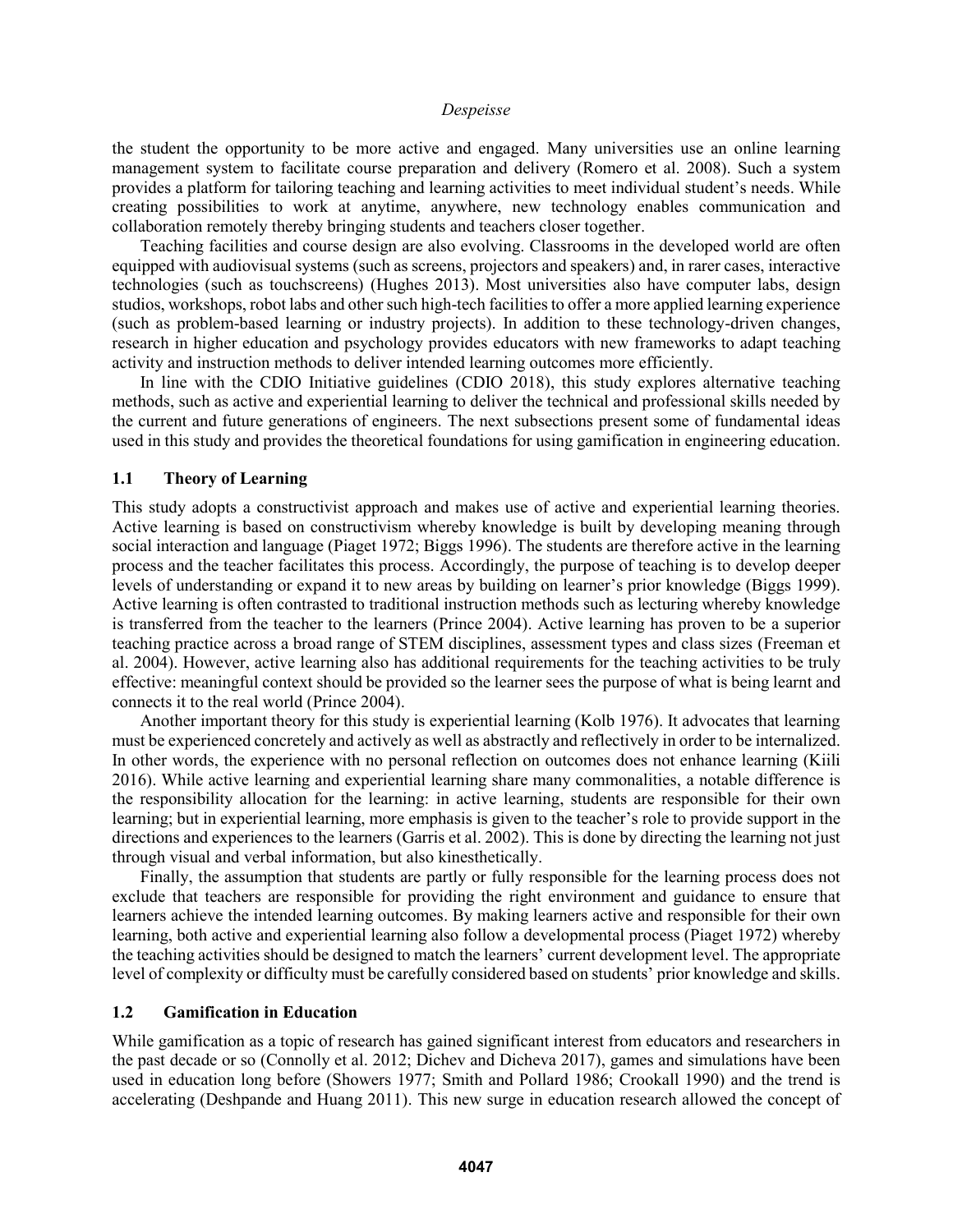the student the opportunity to be more active and engaged. Many universities use an online learning management system to facilitate course preparation and delivery (Romero et al. 2008). Such a system provides a platform for tailoring teaching and learning activities to meet individual student's needs. While creating possibilities to work at anytime, anywhere, new technology enables communication and collaboration remotely thereby bringing students and teachers closer together.

Teaching facilities and course design are also evolving. Classrooms in the developed world are often equipped with audiovisual systems (such as screens, projectors and speakers) and, in rarer cases, interactive technologies (such as touchscreens) (Hughes 2013). Most universities also have computer labs, design studios, workshops, robot labs and other such high-tech facilities to offer a more applied learning experience (such as problem-based learning or industry projects). In addition to these technology-driven changes, research in higher education and psychology provides educators with new frameworks to adapt teaching activity and instruction methods to deliver intended learning outcomes more efficiently.

In line with the CDIO Initiative guidelines (CDIO 2018), this study explores alternative teaching methods, such as active and experiential learning to deliver the technical and professional skills needed by the current and future generations of engineers. The next subsections present some of fundamental ideas used in this study and provides the theoretical foundations for using gamification in engineering education.

## 1.1 Theory of Learning

This study adopts a constructivist approach and makes use of active and experiential learning theories. Active learning is based on constructivism whereby knowledge is built by developing meaning through social interaction and language (Piaget 1972; Biggs 1996). The students are therefore active in the learning process and the teacher facilitates this process. Accordingly, the purpose of teaching is to develop deeper levels of understanding or expand it to new areas by building on learner's prior knowledge (Biggs 1999). Active learning is often contrasted to traditional instruction methods such as lecturing whereby knowledge is transferred from the teacher to the learners (Prince 2004). Active learning has proven to be a superior teaching practice across a broad range of STEM disciplines, assessment types and class sizes (Freeman et al. 2004). However, active learning also has additional requirements for the teaching activities to be truly effective: meaningful context should be provided so the learner sees the purpose of what is being learnt and connects it to the real world (Prince 2004).

Another important theory for this study is experiential learning (Kolb 1976). It advocates that learning must be experienced concretely and actively as well as abstractly and reflectively in order to be internalized. In other words, the experience with no personal reflection on outcomes does not enhance learning (Kiili 2016). While active learning and experiential learning share many commonalities, a notable difference is the responsibility allocation for the learning: in active learning, students are responsible for their own learning; but in experiential learning, more emphasis is given to the teacher's role to provide support in the directions and experiences to the learners (Garris et al. 2002). This is done by directing the learning not just through visual and verbal information, but also kinesthetically.

Finally, the assumption that students are partly or fully responsible for the learning process does not exclude that teachers are responsible for providing the right environment and guidance to ensure that learners achieve the intended learning outcomes. By making learners active and responsible for their own learning, both active and experiential learning also follow a developmental process (Piaget 1972) whereby the teaching activities should be designed to match the learners' current development level. The appropriate level of complexity or difficulty must be carefully considered based on students' prior knowledge and skills.

## 1.2 Gamification in Education

While gamification as a topic of research has gained significant interest from educators and researchers in the past decade or so (Connolly et al. 2012; Dichev and Dicheva 2017), games and simulations have been used in education long before (Showers 1977; Smith and Pollard 1986; Crookall 1990) and the trend is accelerating (Deshpande and Huang 2011). This new surge in education research allowed the concept of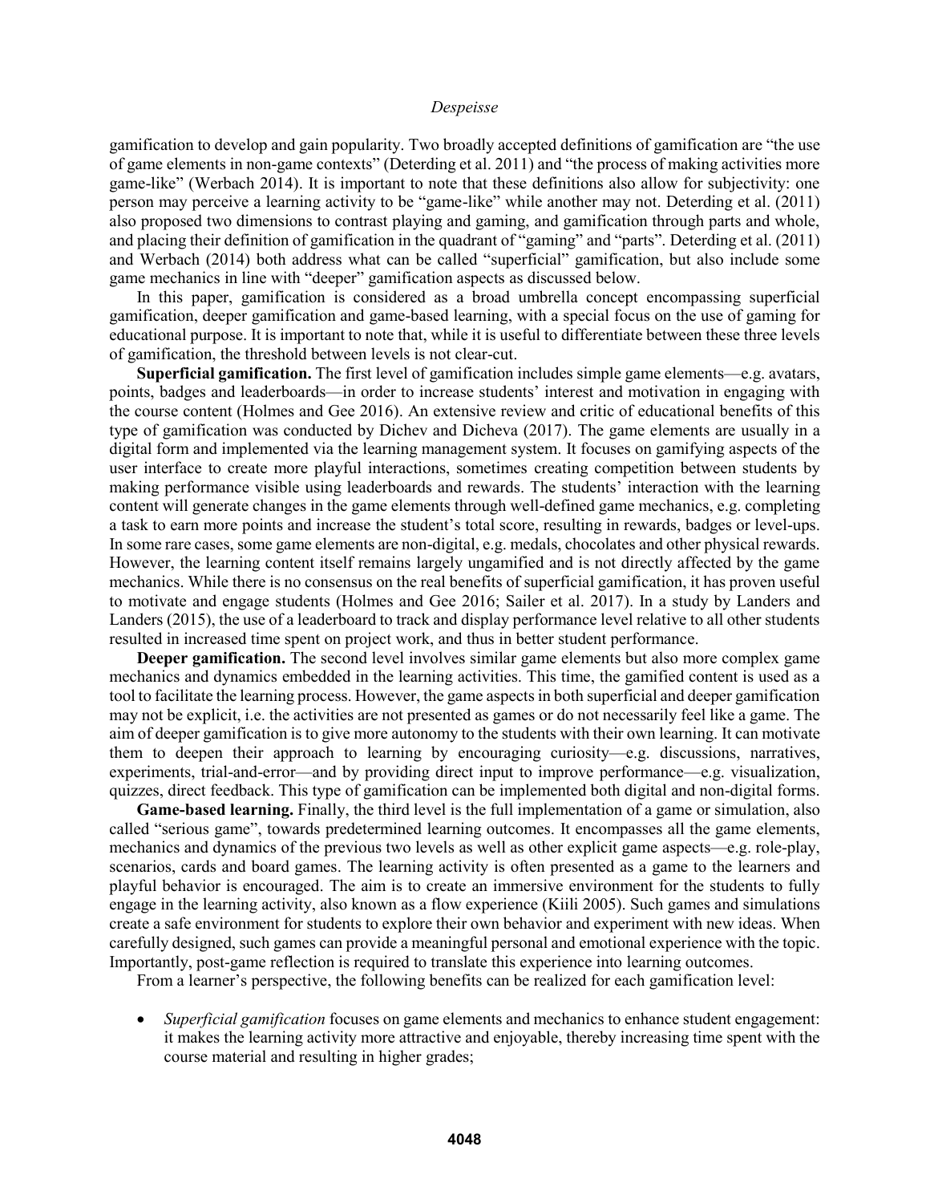gamification to develop and gain popularity. Two broadly accepted definitions of gamification are "the use of game elements in non-game contexts" (Deterding et al. 2011) and "the process of making activities more game-like" (Werbach 2014). It is important to note that these definitions also allow for subjectivity: one person may perceive a learning activity to be "game-like" while another may not. Deterding et al. (2011) also proposed two dimensions to contrast playing and gaming, and gamification through parts and whole, and placing their definition of gamification in the quadrant of "gaming" and "parts". Deterding et al. (2011) and Werbach (2014) both address what can be called "superficial" gamification, but also include some game mechanics in line with "deeper" gamification aspects as discussed below.

In this paper, gamification is considered as a broad umbrella concept encompassing superficial gamification, deeper gamification and game-based learning, with a special focus on the use of gaming for educational purpose. It is important to note that, while it is useful to differentiate between these three levels of gamification, the threshold between levels is not clear-cut.

**Superficial gamification.** The first level of gamification includes simple game elements—e.g. avatars, points, badges and leaderboards—in order to increase students' interest and motivation in engaging with the course content (Holmes and Gee 2016). An extensive review and critic of educational benefits of this type of gamification was conducted by Dichev and Dicheva (2017). The game elements are usually in a digital form and implemented via the learning management system. It focuses on gamifying aspects of the user interface to create more playful interactions, sometimes creating competition between students by making performance visible using leaderboards and rewards. The students' interaction with the learning content will generate changes in the game elements through well-defined game mechanics, e.g. completing a task to earn more points and increase the student's total score, resulting in rewards, badges or level-ups. In some rare cases, some game elements are non-digital, e.g. medals, chocolates and other physical rewards. However, the learning content itself remains largely ungamified and is not directly affected by the game mechanics. While there is no consensus on the real benefits of superficial gamification, it has proven useful to motivate and engage students (Holmes and Gee 2016; Sailer et al. 2017). In a study by Landers and Landers (2015), the use of a leaderboard to track and display performance level relative to all other students resulted in increased time spent on project work, and thus in better student performance.

**Deeper gamification.** The second level involves similar game elements but also more complex game mechanics and dynamics embedded in the learning activities. This time, the gamified content is used as a tool to facilitate the learning process. However, the game aspects in both superficial and deeper gamification may not be explicit, i.e. the activities are not presented as games or do not necessarily feel like a game. The aim of deeper gamification is to give more autonomy to the students with their own learning. It can motivate them to deepen their approach to learning by encouraging curiosity—e.g. discussions, narratives, experiments, trial-and-error—and by providing direct input to improve performance—e.g. visualization, quizzes, direct feedback. This type of gamification can be implemented both digital and non-digital forms.

**Game-based learning.** Finally, the third level is the full implementation of a game or simulation, also called "serious game", towards predetermined learning outcomes. It encompasses all the game elements, mechanics and dynamics of the previous two levels as well as other explicit game aspects—e.g. role-play, scenarios, cards and board games. The learning activity is often presented as a game to the learners and playful behavior is encouraged. The aim is to create an immersive environment for the students to fully engage in the learning activity, also known as a flow experience (Kiili 2005). Such games and simulations create a safe environment for students to explore their own behavior and experiment with new ideas. When carefully designed, such games can provide a meaningful personal and emotional experience with the topic. Importantly, post-game reflection is required to translate this experience into learning outcomes.

From a learner's perspective, the following benefits can be realized for each gamification level:

- *Superficial gamification* focuses on game elements and mechanics to enhance student engagement: it makes the learning activity more attractive and enjoyable, thereby increasing time spent with the course material and resulting in higher grades;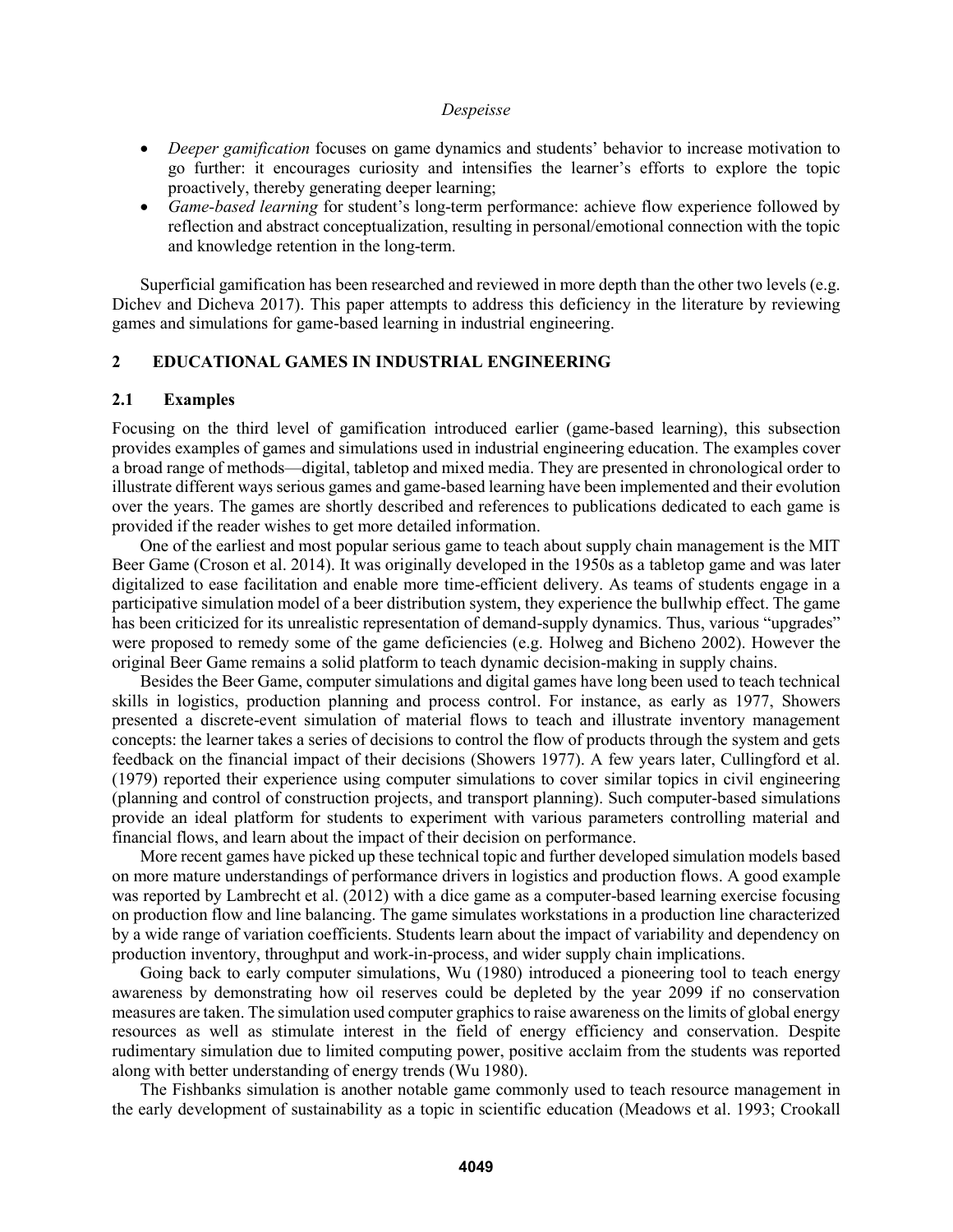- *Deeper gamification* focuses on game dynamics and students' behavior to increase motivation to go further: it encourages curiosity and intensifies the learner's efforts to explore the topic proactively, thereby generating deeper learning;
- *Game-based learning* for student's long-term performance: achieve flow experience followed by reflection and abstract conceptualization, resulting in personal/emotional connection with the topic and knowledge retention in the long-term.

Superficial gamification has been researched and reviewed in more depth than the other two levels (e.g. Dichev and Dicheva 2017). This paper attempts to address this deficiency in the literature by reviewing games and simulations for game-based learning in industrial engineering.

## 2 EDUCATIONAL GAMES IN INDUSTRIAL ENGINEERING

### 2.1 Examples

Focusing on the third level of gamification introduced earlier (game-based learning), this subsection provides examples of games and simulations used in industrial engineering education. The examples cover a broad range of methods—digital, tabletop and mixed media. They are presented in chronological order to illustrate different ways serious games and game-based learning have been implemented and their evolution over the years. The games are shortly described and references to publications dedicated to each game is provided if the reader wishes to get more detailed information.

One of the earliest and most popular serious game to teach about supply chain management is the MIT Beer Game (Croson et al. 2014). It was originally developed in the 1950s as a tabletop game and was later digitalized to ease facilitation and enable more time-efficient delivery. As teams of students engage in a participative simulation model of a beer distribution system, they experience the bullwhip effect. The game has been criticized for its unrealistic representation of demand-supply dynamics. Thus, various "upgrades" were proposed to remedy some of the game deficiencies (e.g. Holweg and Bicheno 2002). However the original Beer Game remains a solid platform to teach dynamic decision-making in supply chains.

Besides the Beer Game, computer simulations and digital games have long been used to teach technical skills in logistics, production planning and process control. For instance, as early as 1977, Showers presented a discrete-event simulation of material flows to teach and illustrate inventory management concepts: the learner takes a series of decisions to control the flow of products through the system and gets feedback on the financial impact of their decisions (Showers 1977). A few years later, Cullingford et al. (1979) reported their experience using computer simulations to cover similar topics in civil engineering (planning and control of construction projects, and transport planning). Such computer-based simulations provide an ideal platform for students to experiment with various parameters controlling material and financial flows, and learn about the impact of their decision on performance.

More recent games have picked up these technical topic and further developed simulation models based on more mature understandings of performance drivers in logistics and production flows. A good example was reported by Lambrecht et al. (2012) with a dice game as a computer-based learning exercise focusing on production flow and line balancing. The game simulates workstations in a production line characterized by a wide range of variation coefficients. Students learn about the impact of variability and dependency on production inventory, throughput and work-in-process, and wider supply chain implications.

Going back to early computer simulations, Wu (1980) introduced a pioneering tool to teach energy awareness by demonstrating how oil reserves could be depleted by the year 2099 if no conservation measures are taken. The simulation used computer graphics to raise awareness on the limits of global energy resources as well as stimulate interest in the field of energy efficiency and conservation. Despite rudimentary simulation due to limited computing power, positive acclaim from the students was reported along with better understanding of energy trends (Wu 1980).

The Fishbanks simulation is another notable game commonly used to teach resource management in the early development of sustainability as a topic in scientific education (Meadows et al. 1993; Crookall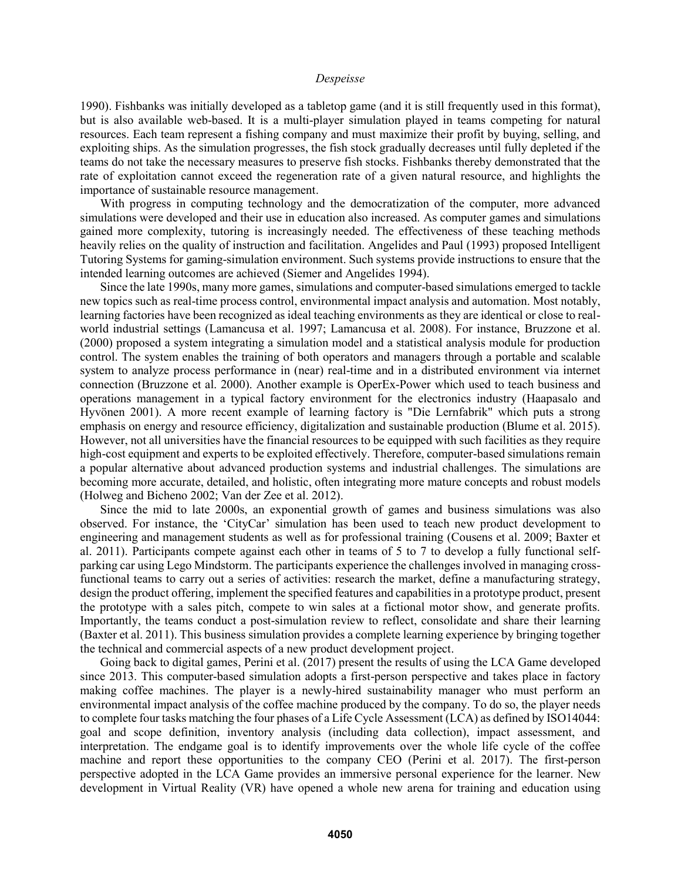1990). Fishbanks was initially developed as a tabletop game (and it is still frequently used in this format), but is also available web-based. It is a multi-player simulation played in teams competing for natural resources. Each team represent a fishing company and must maximize their profit by buying, selling, and exploiting ships. As the simulation progresses, the fish stock gradually decreases until fully depleted if the teams do not take the necessary measures to preserve fish stocks. Fishbanks thereby demonstrated that the rate of exploitation cannot exceed the regeneration rate of a given natural resource, and highlights the importance of sustainable resource management.

With progress in computing technology and the democratization of the computer, more advanced simulations were developed and their use in education also increased. As computer games and simulations gained more complexity, tutoring is increasingly needed. The effectiveness of these teaching methods heavily relies on the quality of instruction and facilitation. Angelides and Paul (1993) proposed Intelligent Tutoring Systems for gaming-simulation environment. Such systems provide instructions to ensure that the intended learning outcomes are achieved (Siemer and Angelides 1994).

Since the late 1990s, many more games, simulations and computer-based simulations emerged to tackle new topics such as real-time process control, environmental impact analysis and automation. Most notably, learning factories have been recognized as ideal teaching environments as they are identical or close to real-world industrial settings (Lamancusa et al. 1997; Lamancusa et al. 2008). For instance, Bruzzone et al. (2000) proposed a system integrating a simulation model and a statistical analysis module for production control. The system enables the training of both operators and managers through a portable and scalable system to analyze process performance in (near) real-time and in a distributed environment via internet connection (Bruzzone et al. 2000). Another example is OperEx-Power which used to teach business and operations management in a typical factory environment for the electronics industry (Haapasalo and Hyvönen 2001). A more recent example of learning factory is "Die Lernfabrik" which puts a strong emphasis on energy and resource efficiency, digitalization and sustainable production (Blume et al. 2015). However, not all universities have the financial resources to be equipped with such facilities as they require high-cost equipment and experts to be exploited effectively. Therefore, computer-based simulations remain a popular alternative about advanced production systems and industrial challenges. The simulations are becoming more accurate, detailed, and holistic, often integrating more mature concepts and robust models (Holweg and Bicheno 2002; Van der Zee et al. 2012).

Since the mid to late 2000s, an exponential growth of games and business simulations was also observed. For instance, the 'CityCar' simulation has been used to teach new product development to engineering and management students as well as for professional training (Cousens et al. 2009; Baxter et al. 2011). Participants compete against each other in teams of 5 to 7 to develop a fully functional self-parking car using Lego Mindstorm. The participants experience the challenges involved in managing cross-functional teams to carry out a series of activities: research the market, define a manufacturing strategy, design the product offering, implement the specified features and capabilities in a prototype product, present the prototype with a sales pitch, compete to win sales at a fictional motor show, and generate profits. Importantly, the teams conduct a post-simulation review to reflect, consolidate and share their learning (Baxter et al. 2011). This business simulation provides a complete learning experience by bringing together the technical and commercial aspects of a new product development project.

Going back to digital games, Perini et al. (2017) present the results of using the LCA Game developed since 2013. This computer-based simulation adopts a first-person perspective and takes place in factory making coffee machines. The player is a newly-hired sustainability manager who must perform an environmental impact analysis of the coffee machine produced by the company. To do so, the player needs to complete four tasks matching the four phases of a Life Cycle Assessment (LCA) as defined by ISO14044: goal and scope definition, inventory analysis (including data collection), impact assessment, and interpretation. The endgame goal is to identify improvements over the whole life cycle of the coffee machine and report these opportunities to the company CEO (Perini et al. 2017). The first-person perspective adopted in the LCA Game provides an immersive personal experience for the learner. New development in Virtual Reality (VR) have opened a whole new arena for training and education using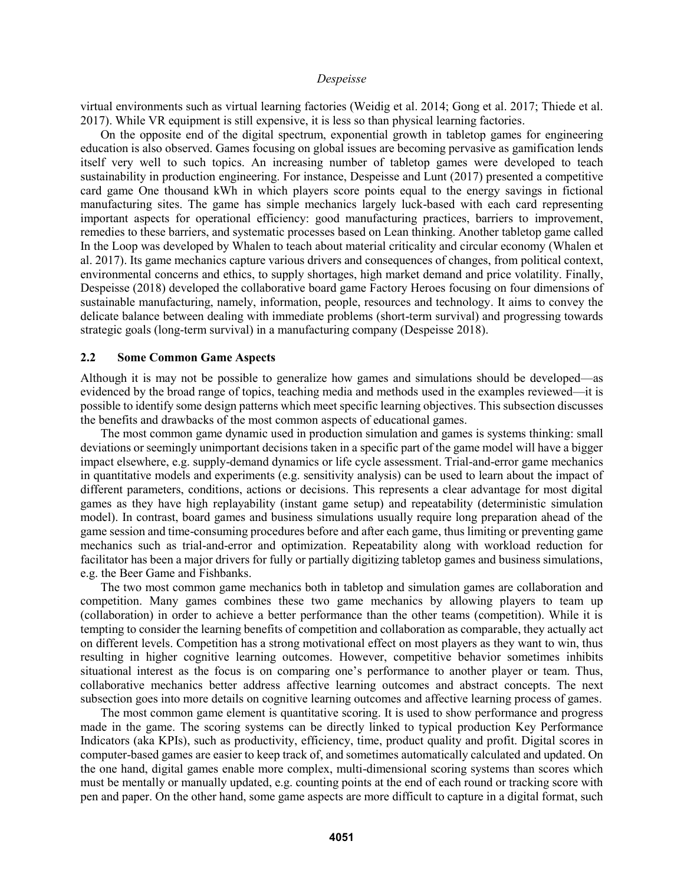virtual environments such as virtual learning factories (Weidig et al. 2014; Gong et al. 2017; Thiede et al. 2017). While VR equipment is still expensive, it is less so than physical learning factories.

On the opposite end of the digital spectrum, exponential growth in tabletop games for engineering education is also observed. Games focusing on global issues are becoming pervasive as gamification lends itself very well to such topics. An increasing number of tabletop games were developed to teach sustainability in production engineering. For instance, Despeisse and Lunt (2017) presented a competitive card game One thousand kWh in which players score points equal to the energy savings in fictional manufacturing sites. The game has simple mechanics largely luck-based with each card representing important aspects for operational efficiency: good manufacturing practices, barriers to improvement, remedies to these barriers, and systematic processes based on Lean thinking. Another tabletop game called In the Loop was developed by Whalen to teach about material criticality and circular economy (Whalen et al. 2017). Its game mechanics capture various drivers and consequences of changes, from political context, environmental concerns and ethics, to supply shortages, high market demand and price volatility. Finally, Despeisse (2018) developed the collaborative board game Factory Heroes focusing on four dimensions of sustainable manufacturing, namely, information, people, resources and technology. It aims to convey the delicate balance between dealing with immediate problems (short-term survival) and progressing towards strategic goals (long-term survival) in a manufacturing company (Despeisse 2018).

## 2.2 Some Common Game Aspects

Although it is may not be possible to generalize how games and simulations should be developed—as evidenced by the broad range of topics, teaching media and methods used in the examples reviewed—it is possible to identify some design patterns which meet specific learning objectives. This subsection discusses the benefits and drawbacks of the most common aspects of educational games.

The most common game dynamic used in production simulation and games is systems thinking: small deviations or seemingly unimportant decisions taken in a specific part of the game model will have a bigger impact elsewhere, e.g. supply-demand dynamics or life cycle assessment. Trial-and-error game mechanics in quantitative models and experiments (e.g. sensitivity analysis) can be used to learn about the impact of different parameters, conditions, actions or decisions. This represents a clear advantage for most digital games as they have high replayability (instant game setup) and repeatability (deterministic simulation model). In contrast, board games and business simulations usually require long preparation ahead of the game session and time-consuming procedures before and after each game, thus limiting or preventing game mechanics such as trial-and-error and optimization. Repeatability along with workload reduction for facilitator has been a major drivers for fully or partially digitizing tabletop games and business simulations, e.g. the Beer Game and Fishbanks.

The two most common game mechanics both in tabletop and simulation games are collaboration and competition. Many games combines these two game mechanics by allowing players to team up (collaboration) in order to achieve a better performance than the other teams (competition). While it is tempting to consider the learning benefits of competition and collaboration as comparable, they actually act on different levels. Competition has a strong motivational effect on most players as they want to win, thus resulting in higher cognitive learning outcomes. However, competitive behavior sometimes inhibits situational interest as the focus is on comparing one's performance to another player or team. Thus, collaborative mechanics better address affective learning outcomes and abstract concepts. The next subsection goes into more details on cognitive learning outcomes and affective learning process of games.

The most common game element is quantitative scoring. It is used to show performance and progress made in the game. The scoring systems can be directly linked to typical production Key Performance Indicators (aka KPIs), such as productivity, efficiency, time, product quality and profit. Digital scores in computer-based games are easier to keep track of, and sometimes automatically calculated and updated. On the one hand, digital games enable more complex, multi-dimensional scoring systems than scores which must be mentally or manually updated, e.g. counting points at the end of each round or tracking score with pen and paper. On the other hand, some game aspects are more difficult to capture in a digital format, such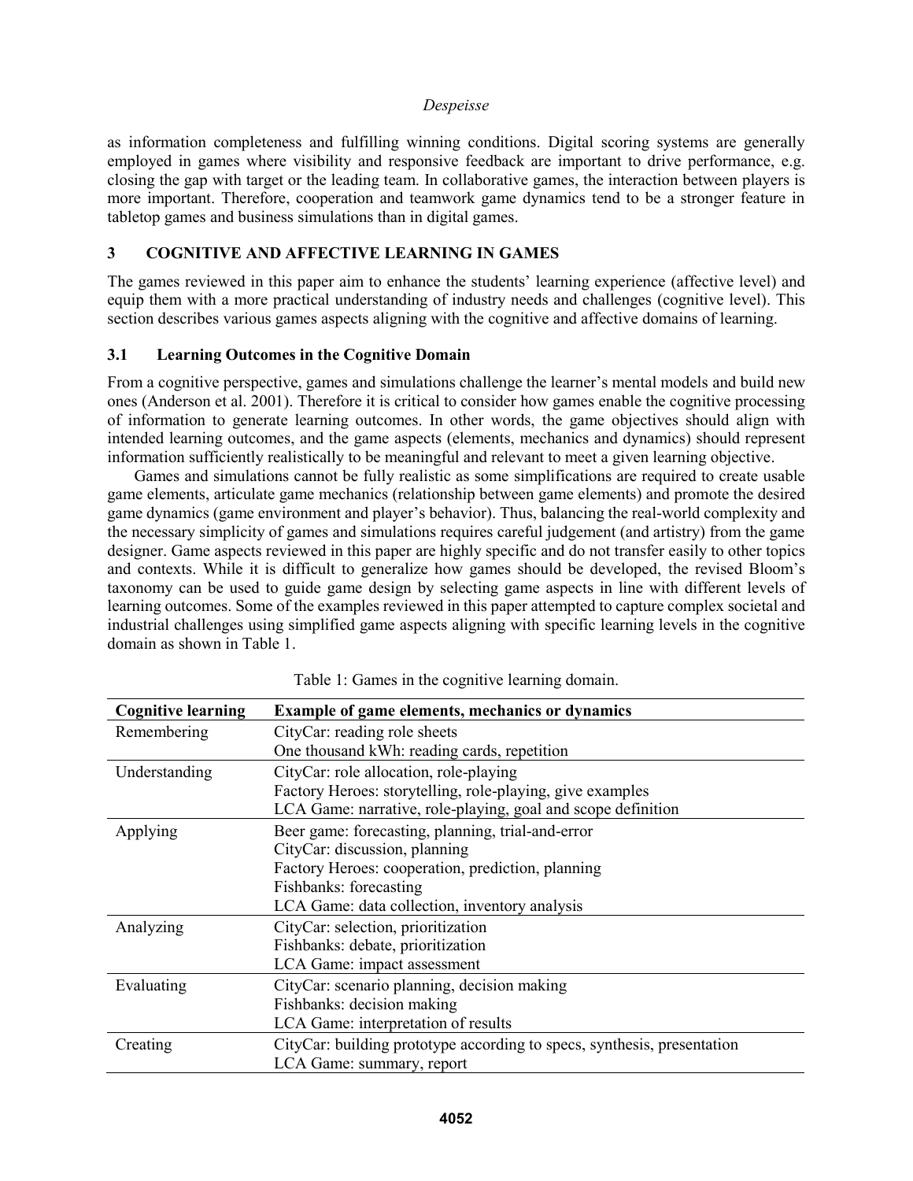as information completeness and fulfilling winning conditions. Digital scoring systems are generally employed in games where visibility and responsive feedback are important to drive performance, e.g. closing the gap with target or the leading team. In collaborative games, the interaction between players is more important. Therefore, cooperation and teamwork game dynamics tend to be a stronger feature in tabletop games and business simulations than in digital games.

## 3 COGNITIVE AND AFFECTIVE LEARNING IN GAMES

The games reviewed in this paper aim to enhance the students' learning experience (affective level) and equip them with a more practical understanding of industry needs and challenges (cognitive level). This section describes various games aspects aligning with the cognitive and affective domains of learning.

### 3.1 Learning Outcomes in the Cognitive Domain

From a cognitive perspective, games and simulations challenge the learner's mental models and build new ones (Anderson et al. 2001). Therefore it is critical to consider how games enable the cognitive processing of information to generate learning outcomes. In other words, the game objectives should align with intended learning outcomes, and the game aspects (elements, mechanics and dynamics) should represent information sufficiently realistically to be meaningful and relevant to meet a given learning objective.

Games and simulations cannot be fully realistic as some simplifications are required to create usable game elements, articulate game mechanics (relationship between game elements) and promote the desired game dynamics (game environment and player's behavior). Thus, balancing the real-world complexity and the necessary simplicity of games and simulations requires careful judgement (and artistry) from the game designer. Game aspects reviewed in this paper are highly specific and do not transfer easily to other topics and contexts. While it is difficult to generalize how games should be developed, the revised Bloom's taxonomy can be used to guide game design by selecting game aspects in line with different levels of learning outcomes. Some of the examples reviewed in this paper attempted to capture complex societal and industrial challenges using simplified game aspects aligning with specific learning levels in the cognitive domain as shown in Table 1.

Table 1: Games in the cognitive learning domain.

| Cognitive learning | Example of game elements, mechanics or dynamics |
|---|---|
| Remembering | CityCar: reading role sheets<br>One thousand kWh: reading cards, repetition |
| Understanding | CityCar: role allocation, role-playing<br>Factory Heroes: storytelling, role-playing, give examples<br>LCA Game: narrative, role-playing, goal and scope definition |
| Applying | Beer game: forecasting, planning, trial-and-error<br>CityCar: discussion, planning<br>Factory Heroes: cooperation, prediction, planning<br>Fishbanks: forecasting<br>LCA Game: data collection, inventory analysis |
| Analyzing | CityCar: selection, prioritization<br>Fishbanks: debate, prioritization<br>LCA Game: impact assessment |
| Evaluating | CityCar: scenario planning, decision making<br>Fishbanks: decision making<br>LCA Game: interpretation of results |
| Creating | CityCar: building prototype according to specs, synthesis, presentation<br>LCA Game: summary, report |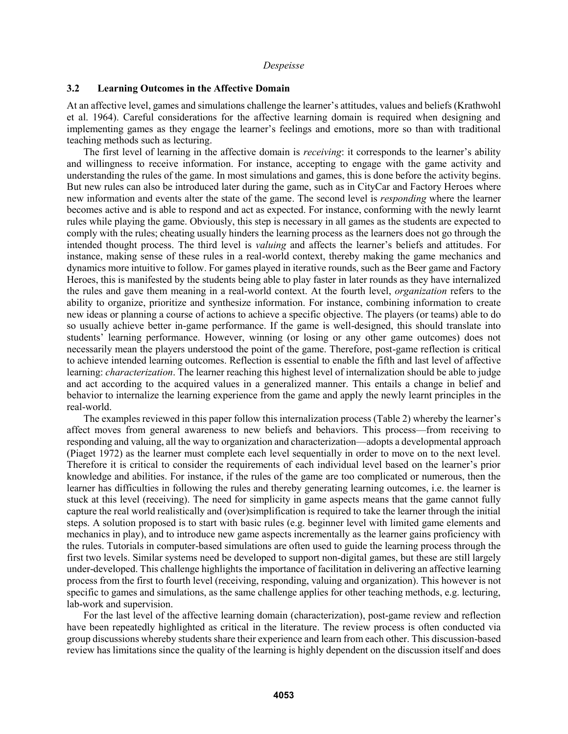### 3.2 Learning Outcomes in the Affective Domain

At an affective level, games and simulations challenge the learner's attitudes, values and beliefs (Krathwohl et al. 1964). Careful considerations for the affective learning domain is required when designing and implementing games as they engage the learner's feelings and emotions, more so than with traditional teaching methods such as lecturing.

The first level of learning in the affective domain is *receiving*: it corresponds to the learner's ability and willingness to receive information. For instance, accepting to engage with the game activity and understanding the rules of the game. In most simulations and games, this is done before the activity begins. But new rules can also be introduced later during the game, such as in CityCar and Factory Heroes where new information and events alter the state of the game. The second level is *responding* where the learner becomes active and is able to respond and act as expected. For instance, conforming with the newly learnt rules while playing the game. Obviously, this step is necessary in all games as the students are expected to comply with the rules; cheating usually hinders the learning process as the learners does not go through the intended thought process. The third level is *valuing* and affects the learner's beliefs and attitudes. For instance, making sense of these rules in a real-world context, thereby making the game mechanics and dynamics more intuitive to follow. For games played in iterative rounds, such as the Beer game and Factory Heroes, this is manifested by the students being able to play faster in later rounds as they have internalized the rules and gave them meaning in a real-world context. At the fourth level, *organization* refers to the ability to organize, prioritize and synthesize information. For instance, combining information to create new ideas or planning a course of actions to achieve a specific objective. The players (or teams) able to do so usually achieve better in-game performance. If the game is well-designed, this should translate into students' learning performance. However, winning (or losing or any other game outcomes) does not necessarily mean the players understood the point of the game. Therefore, post-game reflection is critical to achieve intended learning outcomes. Reflection is essential to enable the fifth and last level of affective learning: *characterization*. The learner reaching this highest level of internalization should be able to judge and act according to the acquired values in a generalized manner. This entails a change in belief and behavior to internalize the learning experience from the game and apply the newly learnt principles in the real-world.

The examples reviewed in this paper follow this internalization process (Table 2) whereby the learner's affect moves from general awareness to new beliefs and behaviors. This process—from receiving to responding and valuing, all the way to organization and characterization—adopts a developmental approach (Piaget 1972) as the learner must complete each level sequentially in order to move on to the next level. Therefore it is critical to consider the requirements of each individual level based on the learner's prior knowledge and abilities. For instance, if the rules of the game are too complicated or numerous, then the learner has difficulties in following the rules and thereby generating learning outcomes, i.e. the learner is stuck at this level (receiving). The need for simplicity in game aspects means that the game cannot fully capture the real world realistically and (over)simplification is required to take the learner through the initial steps. A solution proposed is to start with basic rules (e.g. beginner level with limited game elements and mechanics in play), and to introduce new game aspects incrementally as the learner gains proficiency with the rules. Tutorials in computer-based simulations are often used to guide the learning process through the first two levels. Similar systems need be developed to support non-digital games, but these are still largely under-developed. This challenge highlights the importance of facilitation in delivering an affective learning process from the first to fourth level (receiving, responding, valuing and organization). This however is not specific to games and simulations, as the same challenge applies for other teaching methods, e.g. lecturing, lab-work and supervision.

For the last level of the affective learning domain (characterization), post-game review and reflection have been repeatedly highlighted as critical in the literature. The review process is often conducted via group discussions whereby students share their experience and learn from each other. This discussion-based review has limitations since the quality of the learning is highly dependent on the discussion itself and does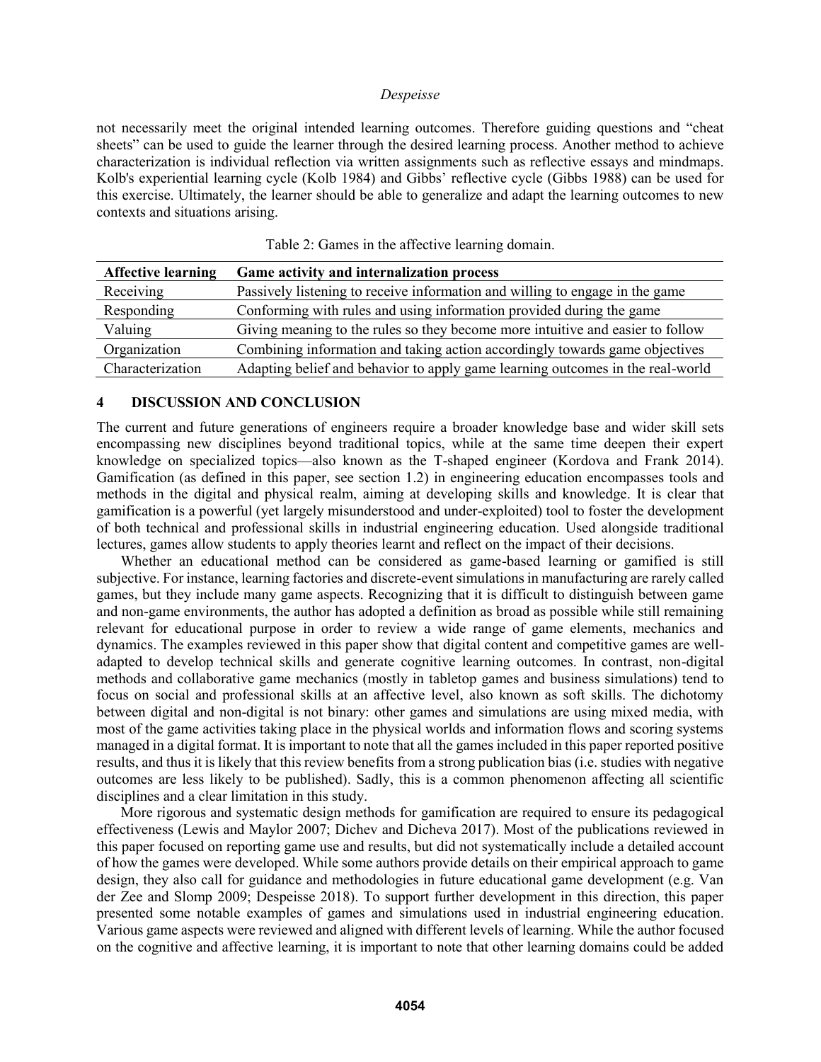not necessarily meet the original intended learning outcomes. Therefore guiding questions and "cheat sheets" can be used to guide the learner through the desired learning process. Another method to achieve characterization is individual reflection via written assignments such as reflective essays and mindmaps. Kolb's experiential learning cycle (Kolb 1984) and Gibbs' reflective cycle (Gibbs 1988) can be used for this exercise. Ultimately, the learner should be able to generalize and adapt the learning outcomes to new contexts and situations arising.

Table 2: Games in the affective learning domain.

| Affective learning | Game activity and internalization process |
| --- | --- |
| Receiving | Passively listening to receive information and willing to engage in the game |
| Responding | Conforming with rules and using information provided during the game |
| Valuing | Giving meaning to the rules so they become more intuitive and easier to follow |
| Organization | Combining information and taking action accordingly towards game objectives |
| Characterization | Adapting belief and behavior to apply game learning outcomes in the real-world |

## 4 DISCUSSION AND CONCLUSION

The current and future generations of engineers require a broader knowledge base and wider skill sets encompassing new disciplines beyond traditional topics, while at the same time deepen their expert knowledge on specialized topics—also known as the T-shaped engineer (Kordova and Frank 2014). Gamification (as defined in this paper, see section 1.2) in engineering education encompasses tools and methods in the digital and physical realm, aiming at developing skills and knowledge. It is clear that gamification is a powerful (yet largely misunderstood and under-exploited) tool to foster the development of both technical and professional skills in industrial engineering education. Used alongside traditional lectures, games allow students to apply theories learnt and reflect on the impact of their decisions.

Whether an educational method can be considered as game-based learning or gamified is still subjective. For instance, learning factories and discrete-event simulations in manufacturing are rarely called games, but they include many game aspects. Recognizing that it is difficult to distinguish between game and non-game environments, the author has adopted a definition as broad as possible while still remaining relevant for educational purpose in order to review a wide range of game elements, mechanics and dynamics. The examples reviewed in this paper show that digital content and competitive games are well-adapted to develop technical skills and generate cognitive learning outcomes. In contrast, non-digital methods and collaborative game mechanics (mostly in tabletop games and business simulations) tend to focus on social and professional skills at an affective level, also known as soft skills. The dichotomy between digital and non-digital is not binary: other games and simulations are using mixed media, with most of the game activities taking place in the physical worlds and information flows and scoring systems managed in a digital format. It is important to note that all the games included in this paper reported positive results, and thus it is likely that this review benefits from a strong publication bias (i.e. studies with negative outcomes are less likely to be published). Sadly, this is a common phenomenon affecting all scientific disciplines and a clear limitation in this study.

More rigorous and systematic design methods for gamification are required to ensure its pedagogical effectiveness (Lewis and Maylor 2007; Dichev and Dicheva 2017). Most of the publications reviewed in this paper focused on reporting game use and results, but did not systematically include a detailed account of how the games were developed. While some authors provide details on their empirical approach to game design, they also call for guidance and methodologies in future educational game development (e.g. Van der Zee and Slomp 2009; Despeisse 2018). To support further development in this direction, this paper presented some notable examples of games and simulations used in industrial engineering education. Various game aspects were reviewed and aligned with different levels of learning. While the author focused on the cognitive and affective learning, it is important to note that other learning domains could be added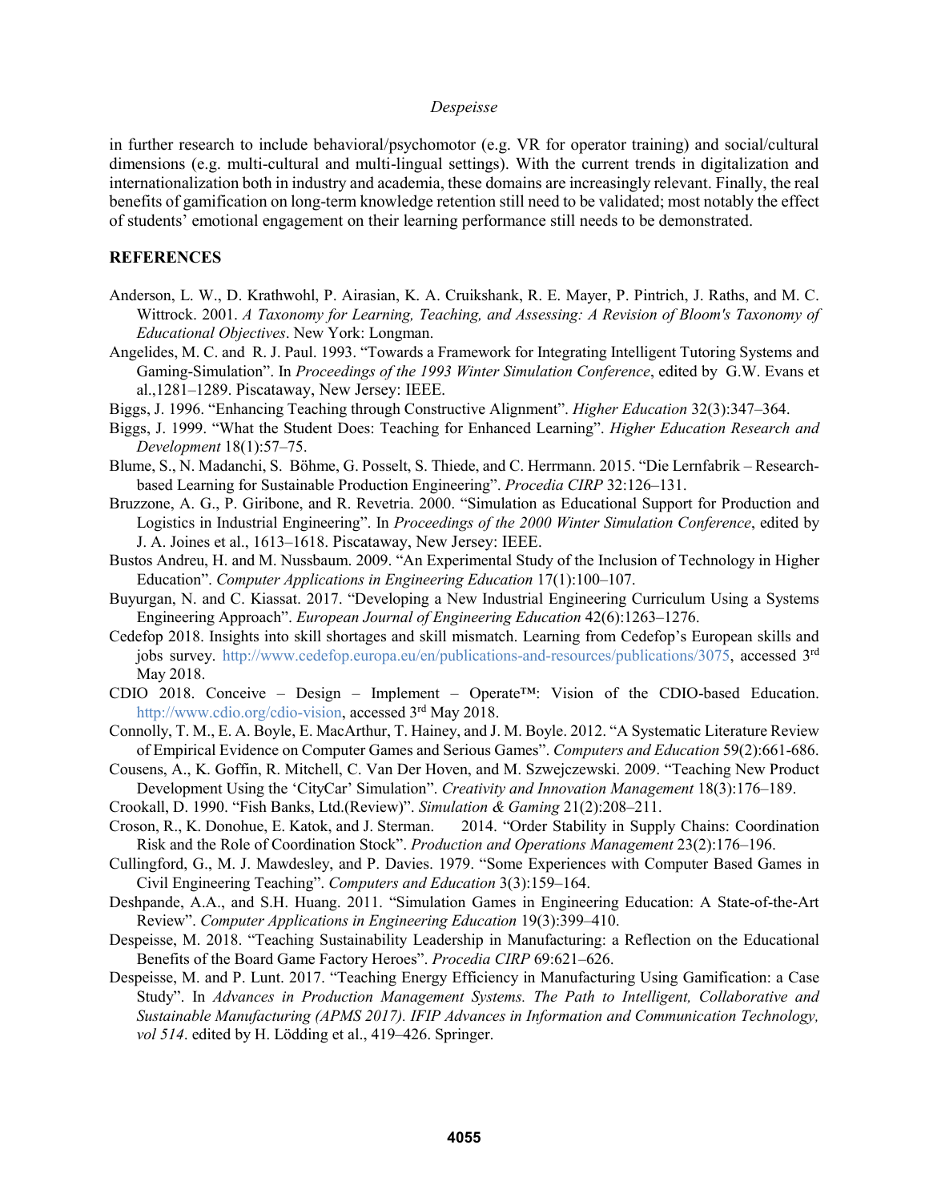in further research to include behavioral/psychomotor (e.g. VR for operator training) and social/cultural dimensions (e.g. multi-cultural and multi-lingual settings). With the current trends in digitalization and internationalization both in industry and academia, these domains are increasingly relevant. Finally, the real benefits of gamification on long-term knowledge retention still need to be validated; most notably the effect of students' emotional engagement on their learning performance still needs to be demonstrated.

## REFERENCES

Anderson, L. W., D. Krathwohl, P. Airasian, K. A. Cruikshank, R. E. Mayer, P. Pintrich, J. Raths, and M. C. Wittrock. 2001. *A Taxonomy for Learning, Teaching, and Assessing: A Revision of Bloom's Taxonomy of Educational Objectives*. New York: Longman.

Angelides, M. C. and R. J. Paul. 1993. "Towards a Framework for Integrating Intelligent Tutoring Systems and Gaming-Simulation". In *Proceedings of the 1993 Winter Simulation Conference*, edited by G.W. Evans et al.,1281–1289. Piscataway, New Jersey: IEEE.

Biggs, J. 1996. "Enhancing Teaching through Constructive Alignment". *Higher Education* 32(3):347–364.

Biggs, J. 1999. "What the Student Does: Teaching for Enhanced Learning". *Higher Education Research and Development* 18(1):57–75.

Blume, S., N. Madanchi, S. Böhme, G. Posselt, S. Thiede, and C. Herrmann. 2015. "Die Lernfabrik – Research-based Learning for Sustainable Production Engineering". *Procedia CIRP* 32:126–131.

Bruzzone, A. G., P. Giribone, and R. Revetria. 2000. "Simulation as Educational Support for Production and Logistics in Industrial Engineering". In *Proceedings of the 2000 Winter Simulation Conference*, edited by J. A. Joines et al., 1613–1618. Piscataway, New Jersey: IEEE.

Bustos Andreu, H. and M. Nussbaum. 2009. "An Experimental Study of the Inclusion of Technology in Higher Education". *Computer Applications in Engineering Education* 17(1):100–107.

Buyurgan, N. and C. Kiassat. 2017. "Developing a New Industrial Engineering Curriculum Using a Systems Engineering Approach". *European Journal of Engineering Education* 42(6):1263–1276.

Cedefop 2018. Insights into skill shortages and skill mismatch. Learning from Cedefop's European skills and jobs survey. http://www.cedefop.europa.eu/en/publications-and-resources/publications/3075, accessed 3rd May 2018.

CDIO 2018. Conceive – Design – Implement – Operate™: Vision of the CDIO-based Education. http://www.cdio.org/cdio-vision, accessed 3rd May 2018.

Connolly, T. M., E. A. Boyle, E. MacArthur, T. Hainey, and J. M. Boyle. 2012. "A Systematic Literature Review of Empirical Evidence on Computer Games and Serious Games". *Computers and Education* 59(2):661-686.

Cousens, A., K. Goffin, R. Mitchell, C. Van Der Hoven, and M. Szwejczewski. 2009. "Teaching New Product Development Using the 'CityCar' Simulation". *Creativity and Innovation Management* 18(3):176–189.

Crookall, D. 1990. "Fish Banks, Ltd.(Review)". *Simulation & Gaming* 21(2):208–211.

Croson, R., K. Donohue, E. Katok, and J. Sterman. 2014. "Order Stability in Supply Chains: Coordination Risk and the Role of Coordination Stock". *Production and Operations Management* 23(2):176–196.

Cullingford, G., M. J. Mawdesley, and P. Davies. 1979. "Some Experiences with Computer Based Games in Civil Engineering Teaching". *Computers and Education* 3(3):159–164.

Deshpande, A.A., and S.H. Huang. 2011. "Simulation Games in Engineering Education: A State-of-the-Art Review". *Computer Applications in Engineering Education* 19(3):399–410.

Despeisse, M. 2018. "Teaching Sustainability Leadership in Manufacturing: a Reflection on the Educational Benefits of the Board Game Factory Heroes". *Procedia CIRP* 69:621–626.

Despeisse, M. and P. Lunt. 2017. "Teaching Energy Efficiency in Manufacturing Using Gamification: a Case Study". In *Advances in Production Management Systems. The Path to Intelligent, Collaborative and Sustainable Manufacturing (APMS 2017). IFIP Advances in Information and Communication Technology, vol 514*. edited by H. Lödding et al., 419–426. Springer.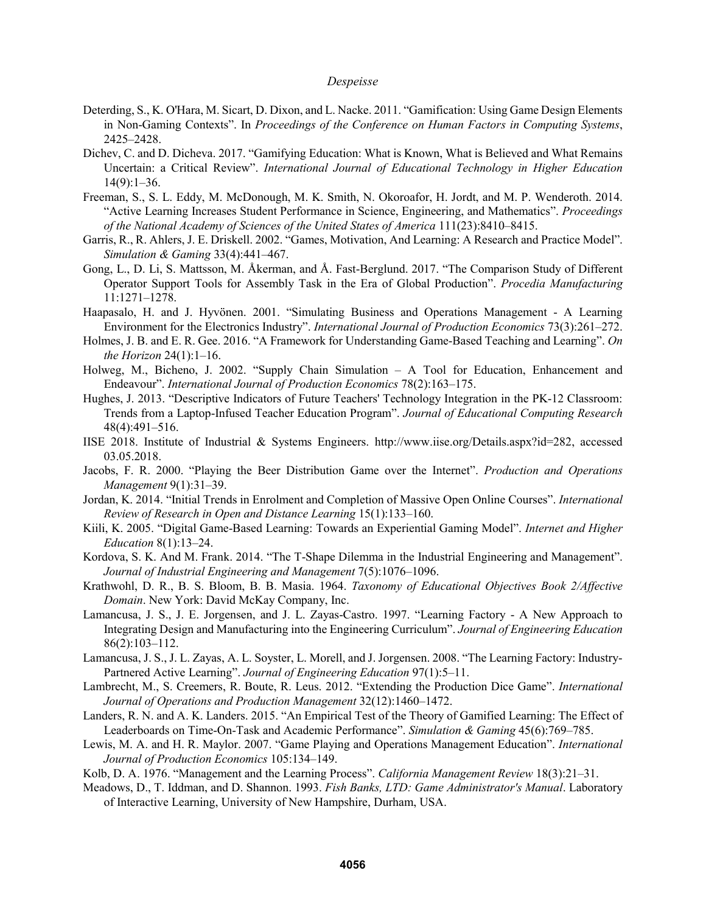Deterding, S., K. O'Hara, M. Sicart, D. Dixon, and L. Nacke. 2011. "Gamification: Using Game Design Elements in Non-Gaming Contexts". In *Proceedings of the Conference on Human Factors in Computing Systems*, 2425–2428.

Dichev, C. and D. Dicheva. 2017. "Gamifying Education: What is Known, What is Believed and What Remains Uncertain: a Critical Review". *International Journal of Educational Technology in Higher Education* 14(9):1–36.

Freeman, S., S. L. Eddy, M. McDonough, M. K. Smith, N. Okoroafor, H. Jordt, and M. P. Wenderoth. 2014. "Active Learning Increases Student Performance in Science, Engineering, and Mathematics". *Proceedings of the National Academy of Sciences of the United States of America* 111(23):8410–8415.

Garris, R., R. Ahlers, J. E. Driskell. 2002. "Games, Motivation, And Learning: A Research and Practice Model". *Simulation & Gaming* 33(4):441–467.

Gong, L., D. Li, S. Mattsson, M. Åkerman, and Å. Fast-Berglund. 2017. "The Comparison Study of Different Operator Support Tools for Assembly Task in the Era of Global Production". *Procedia Manufacturing* 11:1271–1278.

Haapasalo, H. and J. Hyvönen. 2001. "Simulating Business and Operations Management - A Learning Environment for the Electronics Industry". *International Journal of Production Economics* 73(3):261–272.

Holmes, J. B. and E. R. Gee. 2016. "A Framework for Understanding Game-Based Teaching and Learning". *On the Horizon* 24(1):1–16.

Holweg, M., Bicheno, J. 2002. "Supply Chain Simulation – A Tool for Education, Enhancement and Endeavour". *International Journal of Production Economics* 78(2):163–175.

Hughes, J. 2013. "Descriptive Indicators of Future Teachers' Technology Integration in the PK-12 Classroom: Trends from a Laptop-Infused Teacher Education Program". *Journal of Educational Computing Research* 48(4):491–516.

IISE 2018. Institute of Industrial & Systems Engineers. http://www.iise.org/Details.aspx?id=282, accessed 03.05.2018.

Jacobs, F. R. 2000. "Playing the Beer Distribution Game over the Internet". *Production and Operations Management* 9(1):31–39.

Jordan, K. 2014. "Initial Trends in Enrolment and Completion of Massive Open Online Courses". *International Review of Research in Open and Distance Learning* 15(1):133–160.

Kiili, K. 2005. "Digital Game-Based Learning: Towards an Experiential Gaming Model". *Internet and Higher Education* 8(1):13–24.

Kordova, S. K. And M. Frank. 2014. "The T-Shape Dilemma in the Industrial Engineering and Management". *Journal of Industrial Engineering and Management* 7(5):1076–1096.

Krathwohl, D. R., B. S. Bloom, B. B. Masia. 1964. *Taxonomy of Educational Objectives Book 2/Affective Domain*. New York: David McKay Company, Inc.

Lamancusa, J. S., J. E. Jorgensen, and J. L. Zayas-Castro. 1997. "Learning Factory - A New Approach to Integrating Design and Manufacturing into the Engineering Curriculum". *Journal of Engineering Education* 86(2):103–112.

Lamancusa, J. S., J. L. Zayas, A. L. Soyster, L. Morell, and J. Jorgensen. 2008. "The Learning Factory: Industry-Partnered Active Learning". *Journal of Engineering Education* 97(1):5–11.

Lambrecht, M., S. Creemers, R. Boute, R. Leus. 2012. "Extending the Production Dice Game". *International Journal of Operations and Production Management* 32(12):1460–1472.

Landers, R. N. and A. K. Landers. 2015. "An Empirical Test of the Theory of Gamified Learning: The Effect of Leaderboards on Time-On-Task and Academic Performance". *Simulation & Gaming* 45(6):769–785.

Lewis, M. A. and H. R. Maylor. 2007. "Game Playing and Operations Management Education". *International Journal of Production Economics* 105:134–149.

Kolb, D. A. 1976. "Management and the Learning Process". *California Management Review* 18(3):21–31.

Meadows, D., T. Iddman, and D. Shannon. 1993. *Fish Banks, LTD: Game Administrator's Manual*. Laboratory of Interactive Learning, University of New Hampshire, Durham, USA.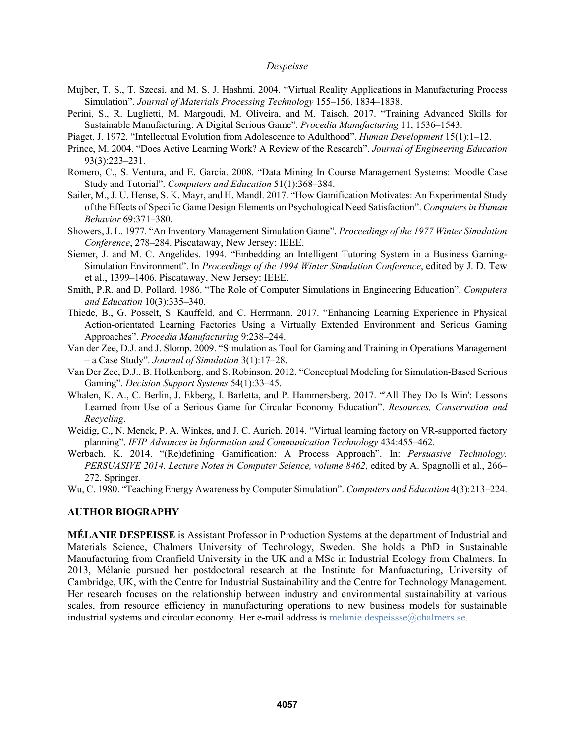Mujber, T. S., T. Szecsi, and M. S. J. Hashmi. 2004. "Virtual Reality Applications in Manufacturing Process Simulation". *Journal of Materials Processing Technology* 155–156, 1834–1838.

Perini, S., R. Luglietti, M. Margoudi, M. Oliveira, and M. Taisch. 2017. "Training Advanced Skills for Sustainable Manufacturing: A Digital Serious Game". *Procedia Manufacturing* 11, 1536–1543.

Piaget, J. 1972. "Intellectual Evolution from Adolescence to Adulthood". *Human Development* 15(1):1–12.

Prince, M. 2004. "Does Active Learning Work? A Review of the Research". *Journal of Engineering Education* 93(3):223–231.

Romero, C., S. Ventura, and E. García. 2008. "Data Mining In Course Management Systems: Moodle Case Study and Tutorial". *Computers and Education* 51(1):368–384.

Sailer, M., J. U. Hense, S. K. Mayr, and H. Mandl. 2017. "How Gamification Motivates: An Experimental Study of the Effects of Specific Game Design Elements on Psychological Need Satisfaction". *Computers in Human Behavior* 69:371–380.

Showers, J. L. 1977. "An Inventory Management Simulation Game". *Proceedings of the 1977 Winter Simulation Conference*, 278–284. Piscataway, New Jersey: IEEE.

Siemer, J. and M. C. Angelides. 1994. "Embedding an Intelligent Tutoring System in a Business Gaming-Simulation Environment". In *Proceedings of the 1994 Winter Simulation Conference*, edited by J. D. Tew et al., 1399–1406. Piscataway, New Jersey: IEEE.

Smith, P.R. and D. Pollard. 1986. "The Role of Computer Simulations in Engineering Education". *Computers and Education* 10(3):335–340.

Thiede, B., G. Posselt, S. Kauffeld, and C. Herrmann. 2017. "Enhancing Learning Experience in Physical Action-orientated Learning Factories Using a Virtually Extended Environment and Serious Gaming Approaches". *Procedia Manufacturing* 9:238–244.

Van der Zee, D.J. and J. Slomp. 2009. "Simulation as Tool for Gaming and Training in Operations Management – a Case Study". *Journal of Simulation* 3(1):17–28.

Van Der Zee, D.J., B. Holkenborg, and S. Robinson. 2012. "Conceptual Modeling for Simulation-Based Serious Gaming". *Decision Support Systems* 54(1):33–45.

Whalen, K. A., C. Berlin, J. Ekberg, I. Barletta, and P. Hammersberg. 2017. "'All They Do Is Win': Lessons Learned from Use of a Serious Game for Circular Economy Education". *Resources, Conservation and Recycling*.

Weidig, C., N. Menck, P. A. Winkes, and J. C. Aurich. 2014. "Virtual learning factory on VR-supported factory planning". *IFIP Advances in Information and Communication Technology* 434:455–462.

Werbach, K. 2014. "(Re)defining Gamification: A Process Approach". In: *Persuasive Technology. PERSUASIVE 2014. Lecture Notes in Computer Science, volume 8462*, edited by A. Spagnolli et al., 266–272. Springer.

Wu, C. 1980. "Teaching Energy Awareness by Computer Simulation". *Computers and Education* 4(3):213–224.

## AUTHOR BIOGRAPHY

**MÉLANIE DESPEISSE** is Assistant Professor in Production Systems at the department of Industrial and Materials Science, Chalmers University of Technology, Sweden. She holds a PhD in Sustainable Manufacturing from Cranfield University in the UK and a MSc in Industrial Ecology from Chalmers. In 2013, Mélanie pursued her postdoctoral research at the Institute for Manfuacturing, University of Cambridge, UK, with the Centre for Industrial Sustainability and the Centre for Technology Management. Her research focuses on the relationship between industry and environmental sustainability at various scales, from resource efficiency in manufacturing operations to new business models for sustainable industrial systems and circular economy. Her e-mail address is melanie.despeissse@chalmers.se.